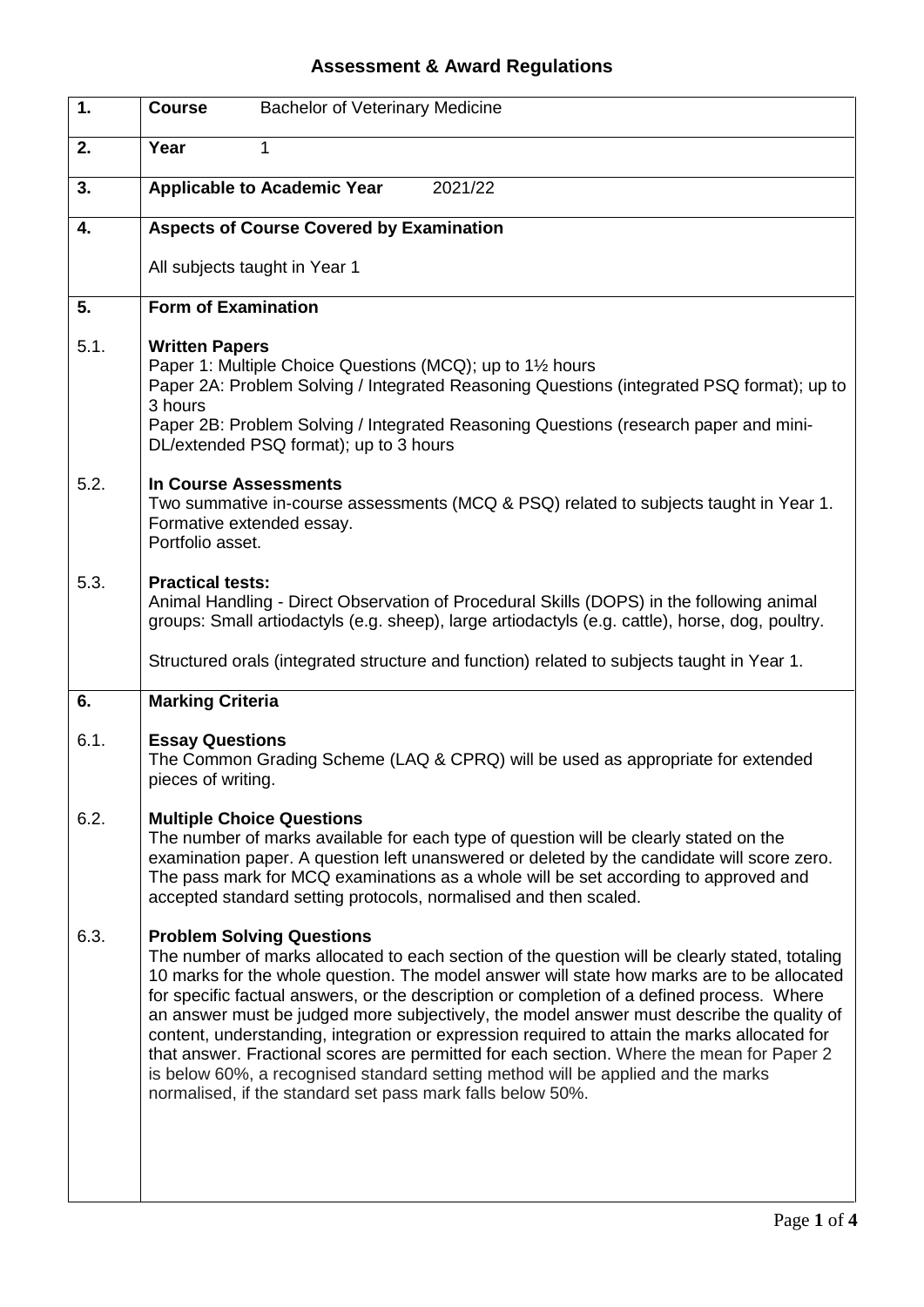# Assessment & Award Regulations

| | |
|---|---|
| **1.** | **Course** Bachelor of Veterinary Medicine |
| **2.** | **Year** 1 |
| **3.** | **Applicable to Academic Year** 2021/22 |
| **4.** | **Aspects of Course Covered by Examination**<br><br>All subjects taught in Year 1 |
| **5.** | **Form of Examination** |
| 5.1. | **Written Papers**<br>Paper 1: Multiple Choice Questions (MCQ); up to 1½ hours<br>Paper 2A: Problem Solving / Integrated Reasoning Questions (integrated PSQ format); up to 3 hours<br>Paper 2B: Problem Solving / Integrated Reasoning Questions (research paper and mini-DL/extended PSQ format); up to 3 hours |
| 5.2. | **In Course Assessments**<br>Two summative in-course assessments (MCQ & PSQ) related to subjects taught in Year 1.<br>Formative extended essay.<br>Portfolio asset. |
| 5.3. | **Practical tests:**<br>Animal Handling - Direct Observation of Procedural Skills (DOPS) in the following animal groups: Small artiodactyls (e.g. sheep), large artiodactyls (e.g. cattle), horse, dog, poultry.<br><br>Structured orals (integrated structure and function) related to subjects taught in Year 1. |
| **6.** | **Marking Criteria** |
| 6.1. | **Essay Questions**<br>The Common Grading Scheme (LAQ & CPRQ) will be used as appropriate for extended pieces of writing. |
| 6.2. | **Multiple Choice Questions**<br>The number of marks available for each type of question will be clearly stated on the examination paper. A question left unanswered or deleted by the candidate will score zero. The pass mark for MCQ examinations as a whole will be set according to approved and accepted standard setting protocols, normalised and then scaled. |
| 6.3. | **Problem Solving Questions**<br>The number of marks allocated to each section of the question will be clearly stated, totaling 10 marks for the whole question. The model answer will state how marks are to be allocated for specific factual answers, or the description or completion of a defined process. Where an answer must be judged more subjectively, the model answer must describe the quality of content, understanding, integration or expression required to attain the marks allocated for that answer. Fractional scores are permitted for each section. Where the mean for Paper 2 is below 60%, a recognised standard setting method will be applied and the marks normalised, if the standard set pass mark falls below 50%. |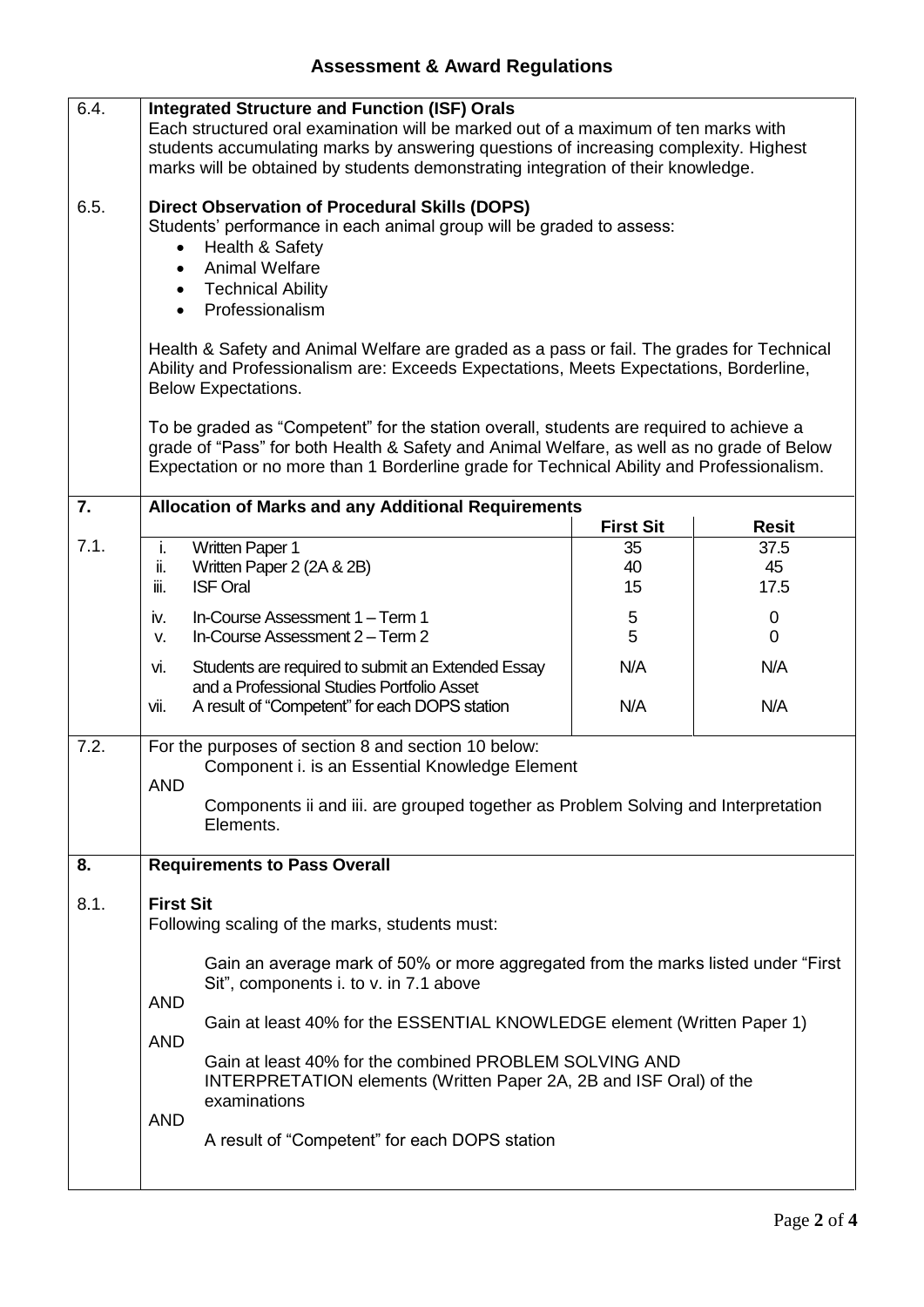## Assessment & Award Regulations

**6.4. Integrated Structure and Function (ISF) Orals**

Each structured oral examination will be marked out of a maximum of ten marks with students accumulating marks by answering questions of increasing complexity. Highest marks will be obtained by students demonstrating integration of their knowledge.

**6.5. Direct Observation of Procedural Skills (DOPS)**

Students' performance in each animal group will be graded to assess:

- Health & Safety
- Animal Welfare
- Technical Ability
- Professionalism

Health & Safety and Animal Welfare are graded as a pass or fail. The grades for Technical Ability and Professionalism are: Exceeds Expectations, Meets Expectations, Borderline, Below Expectations.

To be graded as "Competent" for the station overall, students are required to achieve a grade of "Pass" for both Health & Safety and Animal Welfare, as well as no grade of Below Expectation or no more than 1 Borderline grade for Technical Ability and Professionalism.

### 7. Allocation of Marks and any Additional Requirements

**7.1.**

| | First Sit | Resit |
|---|---|---|
| i. Written Paper 1 | 35 | 37.5 |
| ii. Written Paper 2 (2A & 2B) | 40 | 45 |
| iii. ISF Oral | 15 | 17.5 |
| iv. In-Course Assessment 1 – Term 1 | 5 | 0 |
| v. In-Course Assessment 2 – Term 2 | 5 | 0 |
| vi. Students are required to submit an Extended Essay and a Professional Studies Portfolio Asset | N/A | N/A |
| vii. A result of "Competent" for each DOPS station | N/A | N/A |

**7.2.** For the purposes of section 8 and section 10 below:

Component i. is an Essential Knowledge Element

AND

Components ii and iii. are grouped together as Problem Solving and Interpretation Elements.

### 8. Requirements to Pass Overall

**8.1. First Sit**

Following scaling of the marks, students must:

Gain an average mark of 50% or more aggregated from the marks listed under "First Sit", components i. to v. in 7.1 above

AND

Gain at least 40% for the ESSENTIAL KNOWLEDGE element (Written Paper 1)

AND

Gain at least 40% for the combined PROBLEM SOLVING AND INTERPRETATION elements (Written Paper 2A, 2B and ISF Oral) of the examinations

AND

A result of "Competent" for each DOPS station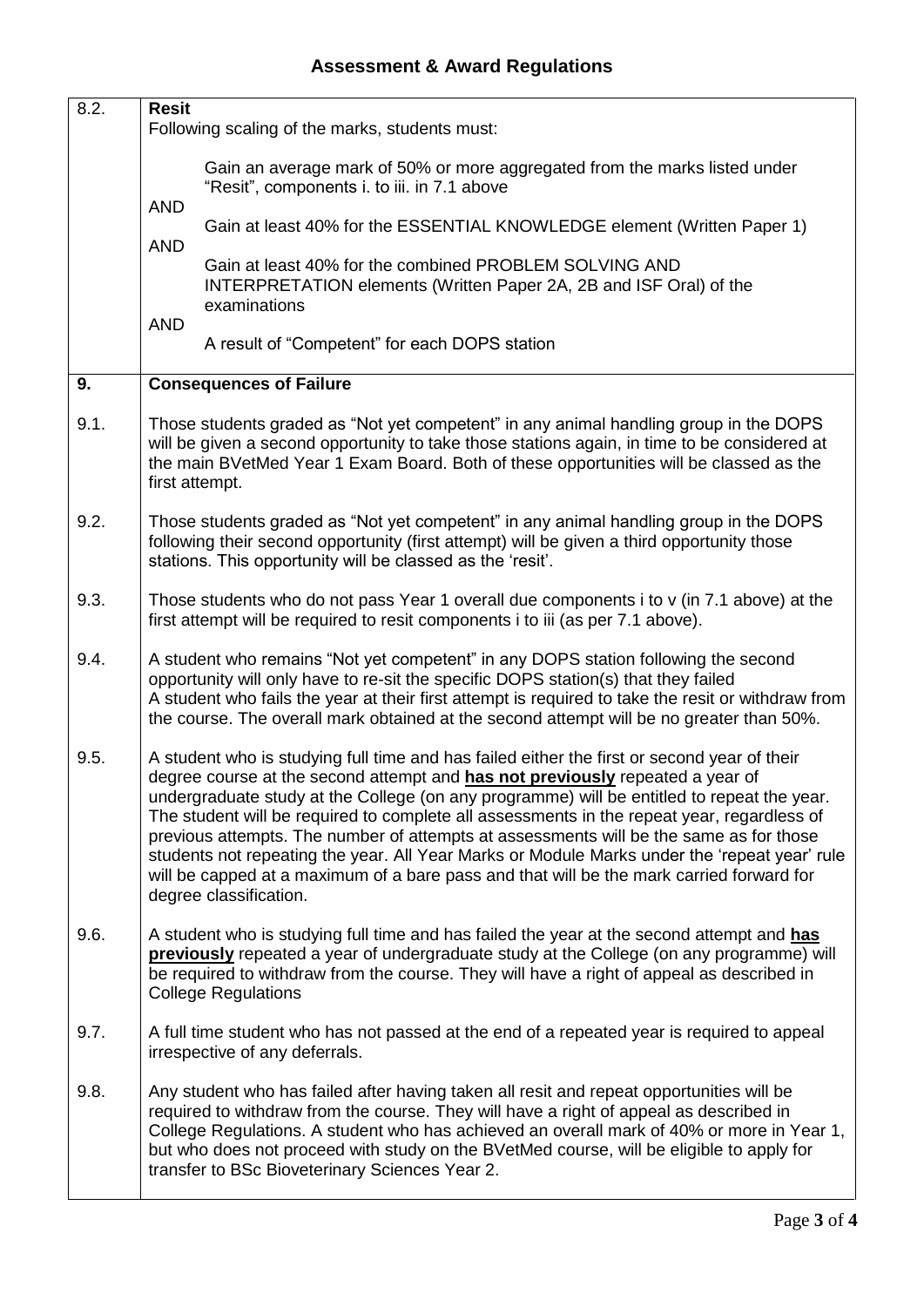## Assessment & Award Regulations

| | |
|---|---|
| 8.2. | **Resit**<br>Following scaling of the marks, students must:<br><br>Gain an average mark of 50% or more aggregated from the marks listed under "Resit", components i. to iii. in 7.1 above<br>AND<br>Gain at least 40% for the ESSENTIAL KNOWLEDGE element (Written Paper 1)<br>AND<br>Gain at least 40% for the combined PROBLEM SOLVING AND INTERPRETATION elements (Written Paper 2A, 2B and ISF Oral) of the examinations<br>AND<br>A result of "Competent" for each DOPS station |
| **9.** | **Consequences of Failure** |
| 9.1. | Those students graded as "Not yet competent" in any animal handling group in the DOPS will be given a second opportunity to take those stations again, in time to be considered at the main BVetMed Year 1 Exam Board. Both of these opportunities will be classed as the first attempt. |
| 9.2. | Those students graded as "Not yet competent" in any animal handling group in the DOPS following their second opportunity (first attempt) will be given a third opportunity those stations. This opportunity will be classed as the 'resit'. |
| 9.3. | Those students who do not pass Year 1 overall due components i to v (in 7.1 above) at the first attempt will be required to resit components i to iii (as per 7.1 above). |
| 9.4. | A student who remains "Not yet competent" in any DOPS station following the second opportunity will only have to re-sit the specific DOPS station(s) that they failed<br>A student who fails the year at their first attempt is required to take the resit or withdraw from the course. The overall mark obtained at the second attempt will be no greater than 50%. |
| 9.5. | A student who is studying full time and has failed either the first or second year of their degree course at the second attempt and **has not previously** repeated a year of undergraduate study at the College (on any programme) will be entitled to repeat the year. The student will be required to complete all assessments in the repeat year, regardless of previous attempts. The number of attempts at assessments will be the same as for those students not repeating the year. All Year Marks or Module Marks under the 'repeat year' rule will be capped at a maximum of a bare pass and that will be the mark carried forward for degree classification. |
| 9.6. | A student who is studying full time and has failed the year at the second attempt and **has previously** repeated a year of undergraduate study at the College (on any programme) will be required to withdraw from the course. They will have a right of appeal as described in College Regulations |
| 9.7. | A full time student who has not passed at the end of a repeated year is required to appeal irrespective of any deferrals. |
| 9.8. | Any student who has failed after having taken all resit and repeat opportunities will be required to withdraw from the course. They will have a right of appeal as described in College Regulations. A student who has achieved an overall mark of 40% or more in Year 1, but who does not proceed with study on the BVetMed course, will be eligible to apply for transfer to BSc Bioveterinary Sciences Year 2. |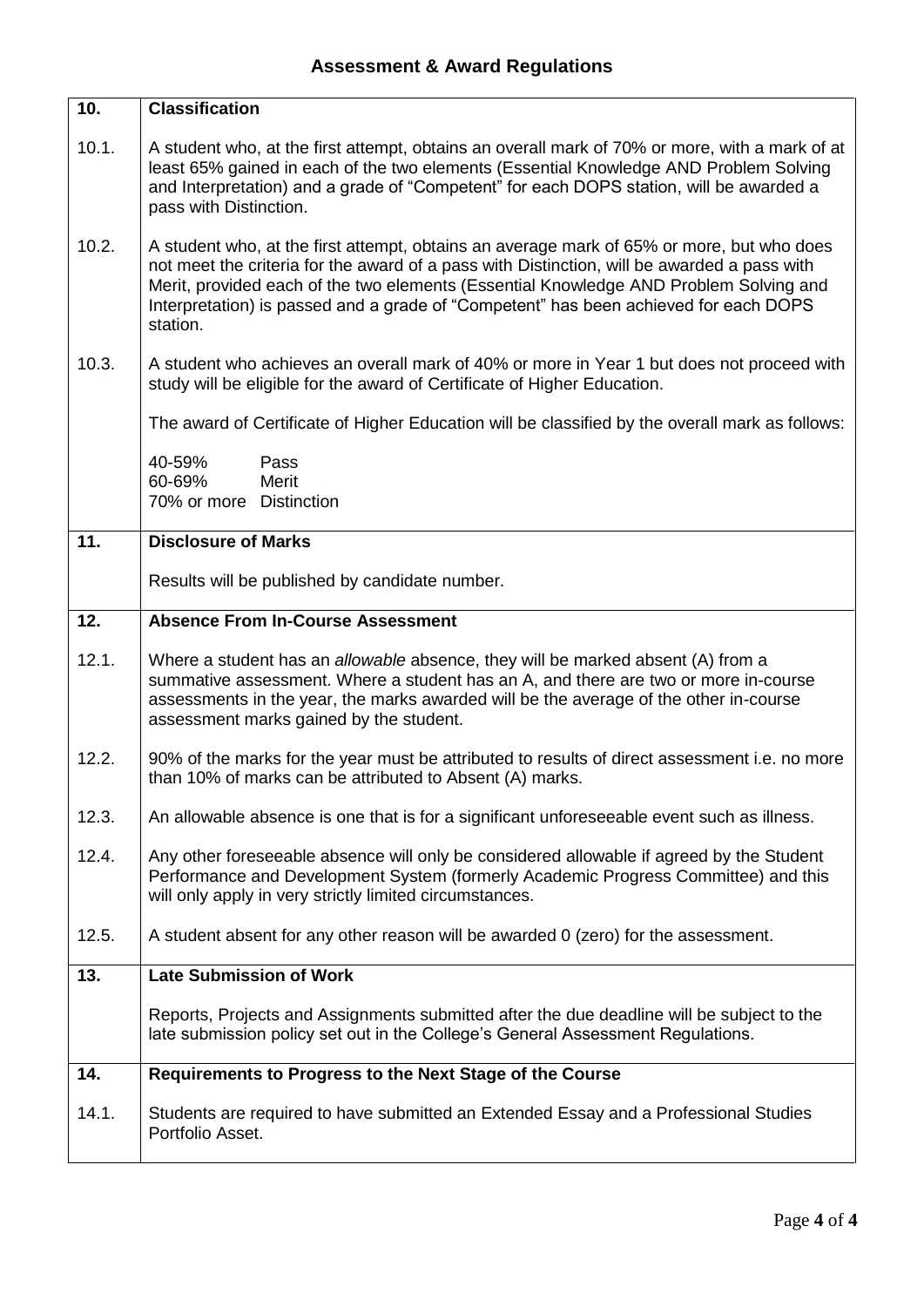## Assessment & Award Regulations

| | |
|---|---|
| **10.** | **Classification** |
| 10.1. | A student who, at the first attempt, obtains an overall mark of 70% or more, with a mark of at least 65% gained in each of the two elements (Essential Knowledge AND Problem Solving and Interpretation) and a grade of "Competent" for each DOPS station, will be awarded a pass with Distinction. |
| 10.2. | A student who, at the first attempt, obtains an average mark of 65% or more, but who does not meet the criteria for the award of a pass with Distinction, will be awarded a pass with Merit, provided each of the two elements (Essential Knowledge AND Problem Solving and Interpretation) is passed and a grade of "Competent" has been achieved for each DOPS station. |
| 10.3. | A student who achieves an overall mark of 40% or more in Year 1 but does not proceed with study will be eligible for the award of Certificate of Higher Education.<br><br>The award of Certificate of Higher Education will be classified by the overall mark as follows:<br><br>40-59% Pass<br>60-69% Merit<br>70% or more Distinction |
| **11.** | **Disclosure of Marks**<br><br>Results will be published by candidate number. |
| **12.** | **Absence From In-Course Assessment** |
| 12.1. | Where a student has an *allowable* absence, they will be marked absent (A) from a summative assessment. Where a student has an A, and there are two or more in-course assessments in the year, the marks awarded will be the average of the other in-course assessment marks gained by the student. |
| 12.2. | 90% of the marks for the year must be attributed to results of direct assessment i.e. no more than 10% of marks can be attributed to Absent (A) marks. |
| 12.3. | An allowable absence is one that is for a significant unforeseeable event such as illness. |
| 12.4. | Any other foreseeable absence will only be considered allowable if agreed by the Student Performance and Development System (formerly Academic Progress Committee) and this will only apply in very strictly limited circumstances. |
| 12.5. | A student absent for any other reason will be awarded 0 (zero) for the assessment. |
| **13.** | **Late Submission of Work**<br><br>Reports, Projects and Assignments submitted after the due deadline will be subject to the late submission policy set out in the College's General Assessment Regulations. |
| **14.** | **Requirements to Progress to the Next Stage of the Course** |
| 14.1. | Students are required to have submitted an Extended Essay and a Professional Studies Portfolio Asset. |